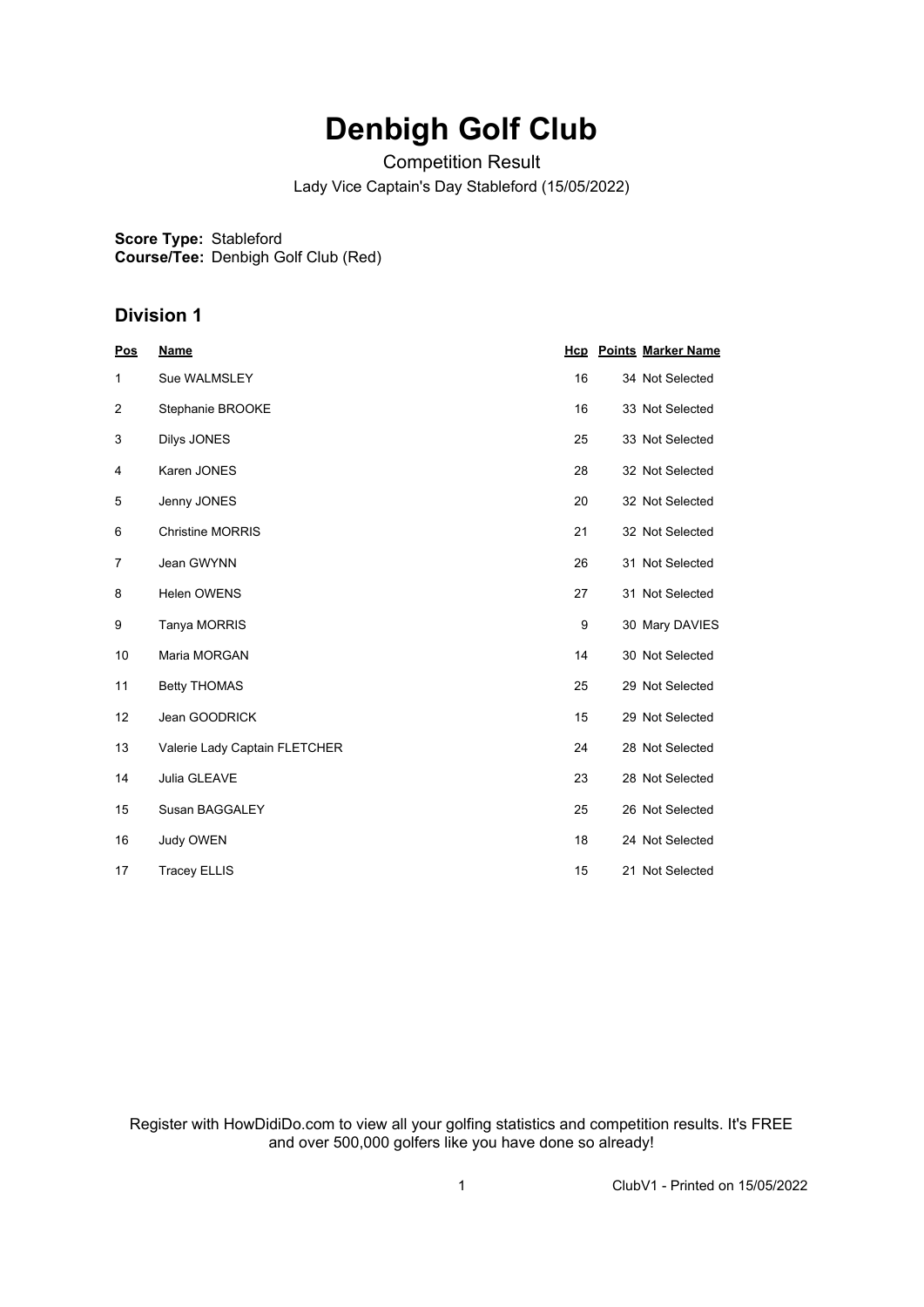# Denbigh Golf Club

Competition Result

Lady Vice Captain's Day Stableford (15/05/2022)

**Score Type:** Stableford
**Course/Tee:** Denbigh Golf Club (Red)

## Division 1

| Pos | Name | Hcp | Points | Marker Name |
|---|---|---|---|---|
| 1 | Sue WALMSLEY | 16 | 34 | Not Selected |
| 2 | Stephanie BROOKE | 16 | 33 | Not Selected |
| 3 | Dilys JONES | 25 | 33 | Not Selected |
| 4 | Karen JONES | 28 | 32 | Not Selected |
| 5 | Jenny JONES | 20 | 32 | Not Selected |
| 6 | Christine MORRIS | 21 | 32 | Not Selected |
| 7 | Jean GWYNN | 26 | 31 | Not Selected |
| 8 | Helen OWENS | 27 | 31 | Not Selected |
| 9 | Tanya MORRIS | 9 | 30 | Mary DAVIES |
| 10 | Maria MORGAN | 14 | 30 | Not Selected |
| 11 | Betty THOMAS | 25 | 29 | Not Selected |
| 12 | Jean GOODRICK | 15 | 29 | Not Selected |
| 13 | Valerie Lady Captain FLETCHER | 24 | 28 | Not Selected |
| 14 | Julia GLEAVE | 23 | 28 | Not Selected |
| 15 | Susan BAGGALEY | 25 | 26 | Not Selected |
| 16 | Judy OWEN | 18 | 24 | Not Selected |
| 17 | Tracey ELLIS | 15 | 21 | Not Selected |

Register with HowDidiDo.com to view all your golfing statistics and competition results. It's FREE and over 500,000 golfers like you have done so already!

ClubV1 - Printed on 15/05/2022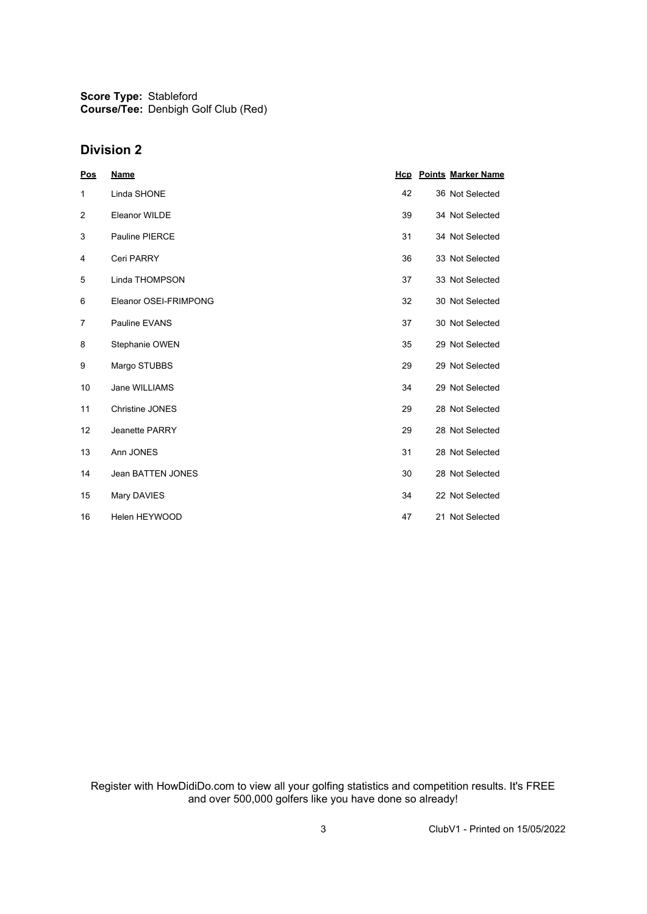**Score Type:** Stableford
**Course/Tee:** Denbigh Golf Club (Red)

## Division 2

| Pos | Name | Hcp | Points | Marker Name |
|---|---|---|---|---|
| 1 | Linda SHONE | 42 | 36 | Not Selected |
| 2 | Eleanor WILDE | 39 | 34 | Not Selected |
| 3 | Pauline PIERCE | 31 | 34 | Not Selected |
| 4 | Ceri PARRY | 36 | 33 | Not Selected |
| 5 | Linda THOMPSON | 37 | 33 | Not Selected |
| 6 | Eleanor OSEI-FRIMPONG | 32 | 30 | Not Selected |
| 7 | Pauline EVANS | 37 | 30 | Not Selected |
| 8 | Stephanie OWEN | 35 | 29 | Not Selected |
| 9 | Margo STUBBS | 29 | 29 | Not Selected |
| 10 | Jane WILLIAMS | 34 | 29 | Not Selected |
| 11 | Christine JONES | 29 | 28 | Not Selected |
| 12 | Jeanette PARRY | 29 | 28 | Not Selected |
| 13 | Ann JONES | 31 | 28 | Not Selected |
| 14 | Jean BATTEN JONES | 30 | 28 | Not Selected |
| 15 | Mary DAVIES | 34 | 22 | Not Selected |
| 16 | Helen HEYWOOD | 47 | 21 | Not Selected |

Register with HowDidiDo.com to view all your golfing statistics and competition results. It's FREE and over 500,000 golfers like you have done so already!

ClubV1 - Printed on 15/05/2022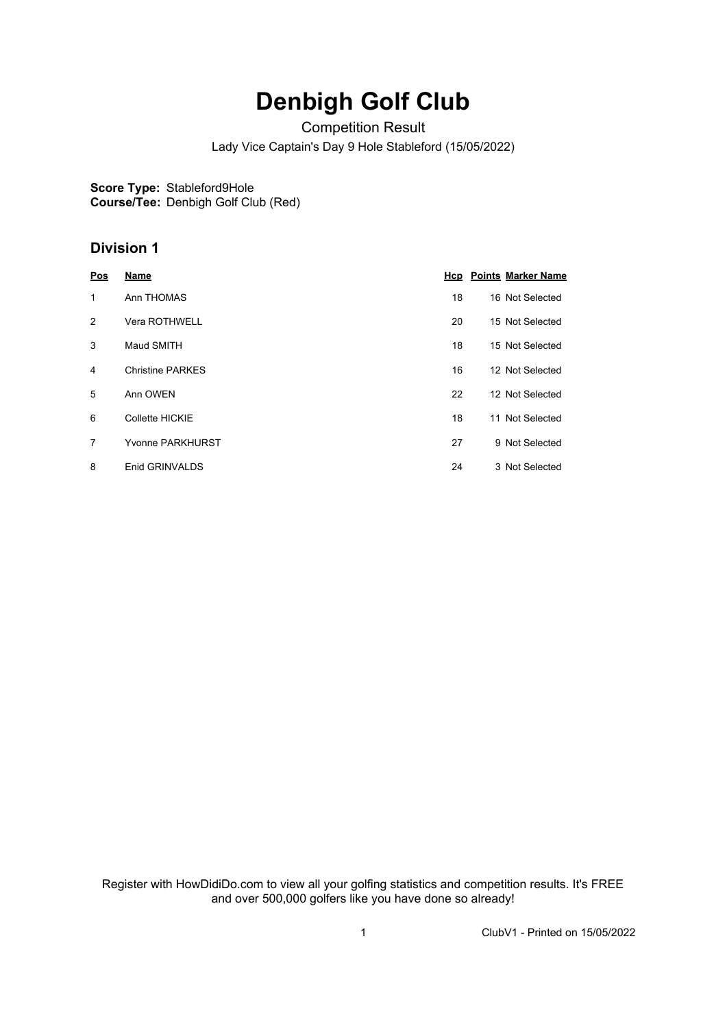# Denbigh Golf Club

Competition Result

Lady Vice Captain's Day 9 Hole Stableford (15/05/2022)

**Score Type:** Stableford9Hole
**Course/Tee:** Denbigh Golf Club (Red)

## Division 1

| Pos | Name | Hcp | Points | Marker Name |
|---|---|---|---|---|
| 1 | Ann THOMAS | 18 | 16 | Not Selected |
| 2 | Vera ROTHWELL | 20 | 15 | Not Selected |
| 3 | Maud SMITH | 18 | 15 | Not Selected |
| 4 | Christine PARKES | 16 | 12 | Not Selected |
| 5 | Ann OWEN | 22 | 12 | Not Selected |
| 6 | Collette HICKIE | 18 | 11 | Not Selected |
| 7 | Yvonne PARKHURST | 27 | 9 | Not Selected |
| 8 | Enid GRINVALDS | 24 | 3 | Not Selected |

Register with HowDidiDo.com to view all your golfing statistics and competition results. It's FREE and over 500,000 golfers like you have done so already!

ClubV1 - Printed on 15/05/2022